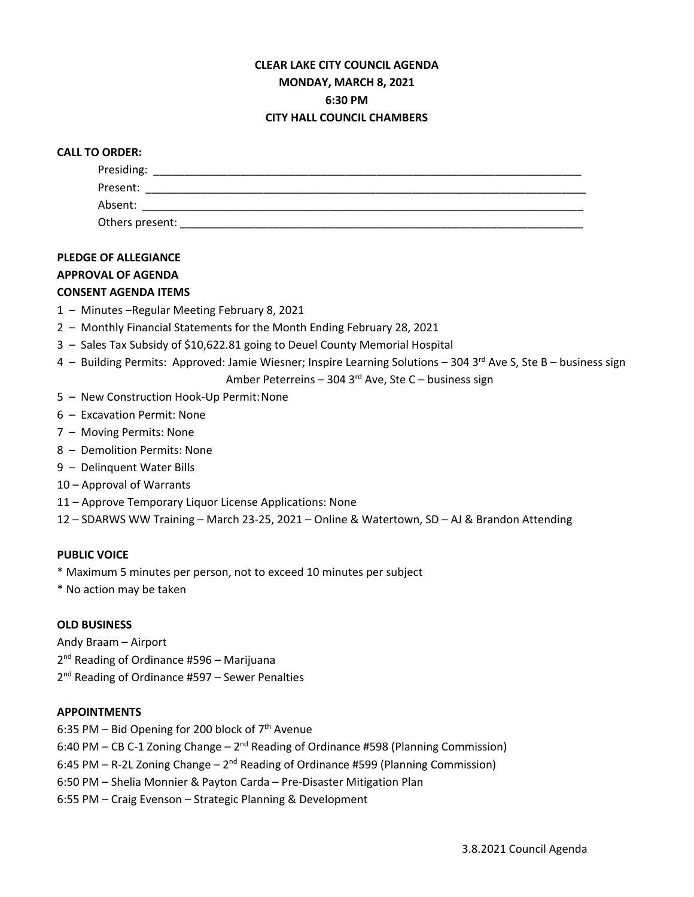# CLEAR LAKE CITY COUNCIL AGENDA
## MONDAY, MARCH 8, 2021
## 6:30 PM
## CITY HALL COUNCIL CHAMBERS

**CALL TO ORDER:**

Presiding: ________________________________________________________________________

Present: __________________________________________________________________________

Absent: ___________________________________________________________________________

Others present: ____________________________________________________________________

**PLEDGE OF ALLEGIANCE**

**APPROVAL OF AGENDA**

**CONSENT AGENDA ITEMS**

1 – Minutes –Regular Meeting February 8, 2021
2 – Monthly Financial Statements for the Month Ending February 28, 2021
3 – Sales Tax Subsidy of $10,622.81 going to Deuel County Memorial Hospital
4 – Building Permits: Approved: Jamie Wiesner; Inspire Learning Solutions – 304 3rd Ave S, Ste B – business sign
Amber Peterreins – 304 3rd Ave, Ste C – business sign
5 – New Construction Hook-Up Permit: None
6 – Excavation Permit: None
7 – Moving Permits: None
8 – Demolition Permits: None
9 – Delinquent Water Bills
10 – Approval of Warrants
11 – Approve Temporary Liquor License Applications: None
12 – SDARWS WW Training – March 23-25, 2021 – Online & Watertown, SD – AJ & Brandon Attending

**PUBLIC VOICE**

* Maximum 5 minutes per person, not to exceed 10 minutes per subject
* No action may be taken

**OLD BUSINESS**

Andy Braam – Airport
2nd Reading of Ordinance #596 – Marijuana
2nd Reading of Ordinance #597 – Sewer Penalties

**APPOINTMENTS**

6:35 PM – Bid Opening for 200 block of 7th Avenue
6:40 PM – CB C-1 Zoning Change – 2nd Reading of Ordinance #598 (Planning Commission)
6:45 PM – R-2L Zoning Change – 2nd Reading of Ordinance #599 (Planning Commission)
6:50 PM – Shelia Monnier & Payton Carda – Pre-Disaster Mitigation Plan
6:55 PM – Craig Evenson – Strategic Planning & Development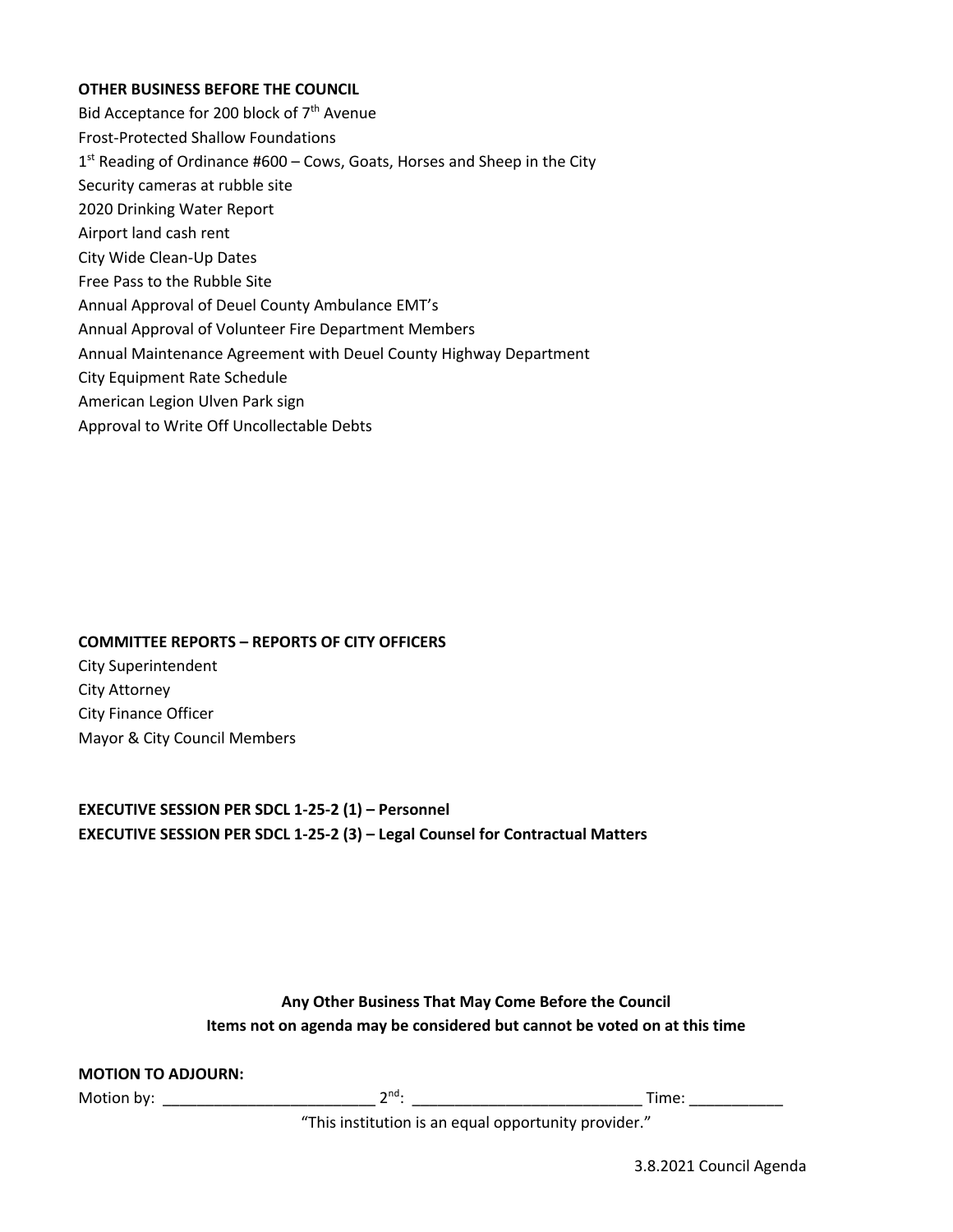**OTHER BUSINESS BEFORE THE COUNCIL**

Bid Acceptance for 200 block of 7th Avenue
Frost-Protected Shallow Foundations
1st Reading of Ordinance #600 – Cows, Goats, Horses and Sheep in the City
Security cameras at rubble site
2020 Drinking Water Report
Airport land cash rent
City Wide Clean-Up Dates
Free Pass to the Rubble Site
Annual Approval of Deuel County Ambulance EMT's
Annual Approval of Volunteer Fire Department Members
Annual Maintenance Agreement with Deuel County Highway Department
City Equipment Rate Schedule
American Legion Ulven Park sign
Approval to Write Off Uncollectable Debts

**COMMITTEE REPORTS – REPORTS OF CITY OFFICERS**

City Superintendent
City Attorney
City Finance Officer
Mayor & City Council Members

**EXECUTIVE SESSION PER SDCL 1-25-2 (1) – Personnel**
**EXECUTIVE SESSION PER SDCL 1-25-2 (3) – Legal Counsel for Contractual Matters**

**Any Other Business That May Come Before the Council**
**Items not on agenda may be considered but cannot be voted on at this time**

**MOTION TO ADJOURN:**

Motion by: ________________________ 2nd: __________________________ Time: ___________

"This institution is an equal opportunity provider."

3.8.2021 Council Agenda